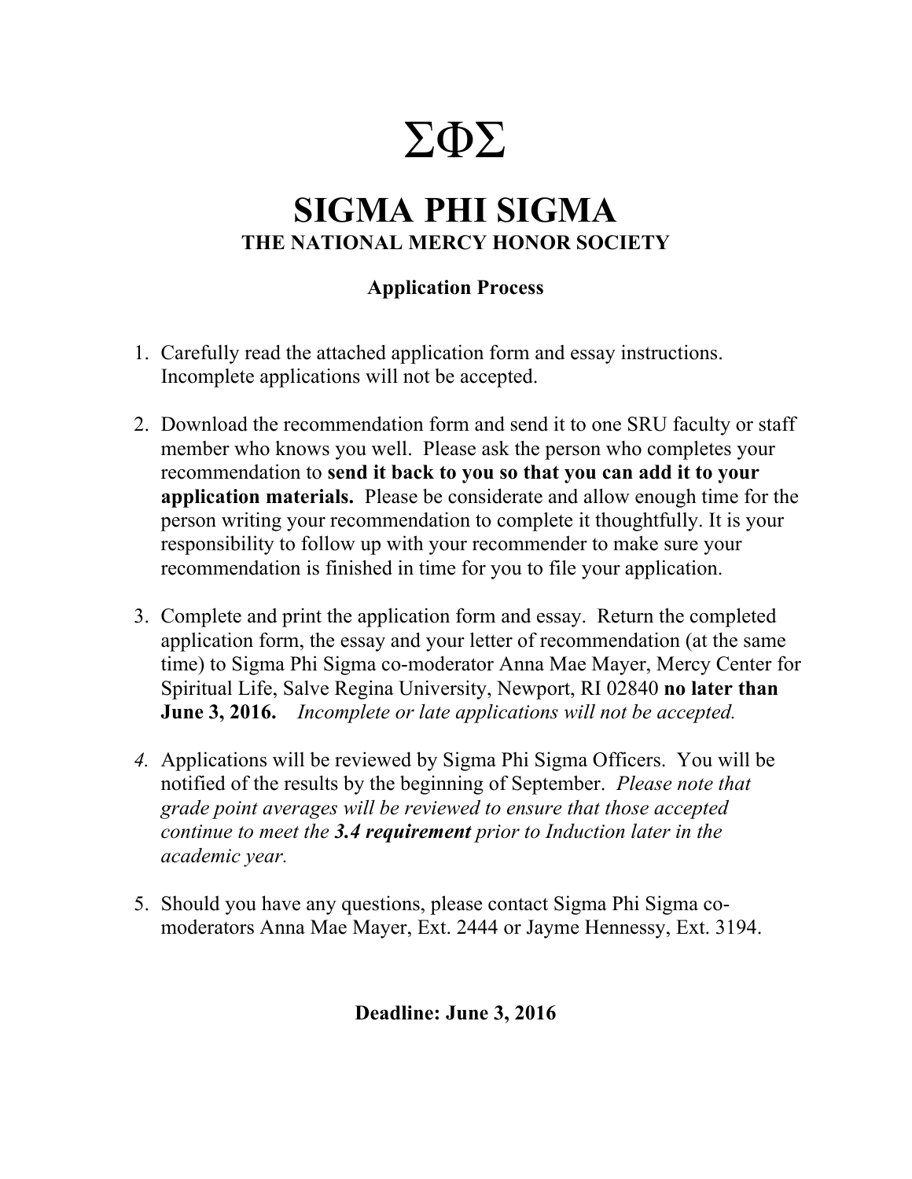# ΣΦΣ

# SIGMA PHI SIGMA

## THE NATIONAL MERCY HONOR SOCIETY

### Application Process

1. Carefully read the attached application form and essay instructions. Incomplete applications will not be accepted.

2. Download the recommendation form and send it to one SRU faculty or staff member who knows you well. Please ask the person who completes your recommendation to **send it back to you so that you can add it to your application materials.** Please be considerate and allow enough time for the person writing your recommendation to complete it thoughtfully. It is your responsibility to follow up with your recommender to make sure your recommendation is finished in time for you to file your application.

3. Complete and print the application form and essay. Return the completed application form, the essay and your letter of recommendation (at the same time) to Sigma Phi Sigma co-moderator Anna Mae Mayer, Mercy Center for Spiritual Life, Salve Regina University, Newport, RI 02840 **no later than June 3, 2016.** *Incomplete or late applications will not be accepted.*

4. Applications will be reviewed by Sigma Phi Sigma Officers. You will be notified of the results by the beginning of September. *Please note that grade point averages will be reviewed to ensure that those accepted continue to meet the **3.4 requirement** prior to Induction later in the academic year.*

5. Should you have any questions, please contact Sigma Phi Sigma co-moderators Anna Mae Mayer, Ext. 2444 or Jayme Hennessy, Ext. 3194.

**Deadline: June 3, 2016**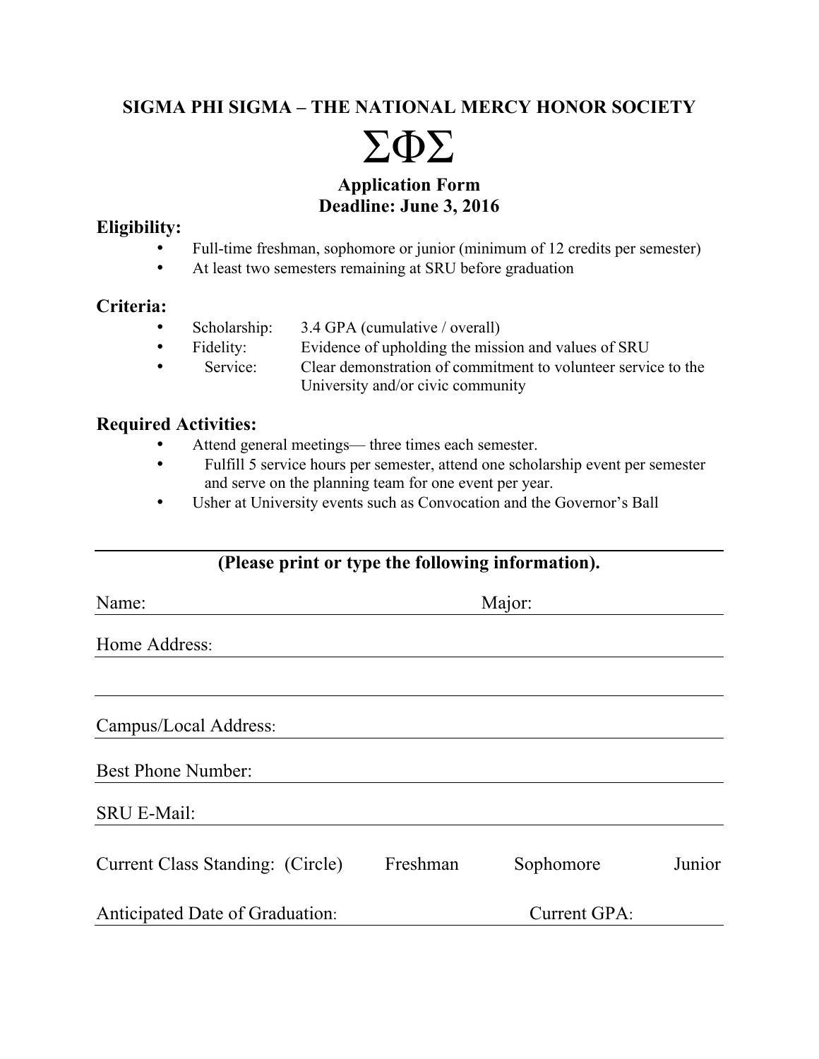## SIGMA PHI SIGMA – THE NATIONAL MERCY HONOR SOCIETY

# ΣΦΣ

### Application Form
### Deadline: June 3, 2016

**Eligibility:**

- Full-time freshman, sophomore or junior (minimum of 12 credits per semester)
- At least two semesters remaining at SRU before graduation

**Criteria:**

- Scholarship: 3.4 GPA (cumulative / overall)
- Fidelity: Evidence of upholding the mission and values of SRU
- Service: Clear demonstration of commitment to volunteer service to the University and/or civic community

**Required Activities:**

- Attend general meetings— three times each semester.
- Fulfill 5 service hours per semester, attend one scholarship event per semester and serve on the planning team for one event per year.
- Usher at University events such as Convocation and the Governor's Ball

---

**(Please print or type the following information).**

Name: ______________________________ Major: ______________________________

Home Address: ______________________________

______________________________

Campus/Local Address: ______________________________

Best Phone Number: ______________________________

SRU E-Mail: ______________________________

Current Class Standing: (Circle) Freshman Sophomore Junior

Anticipated Date of Graduation: ______________________________ Current GPA: ______________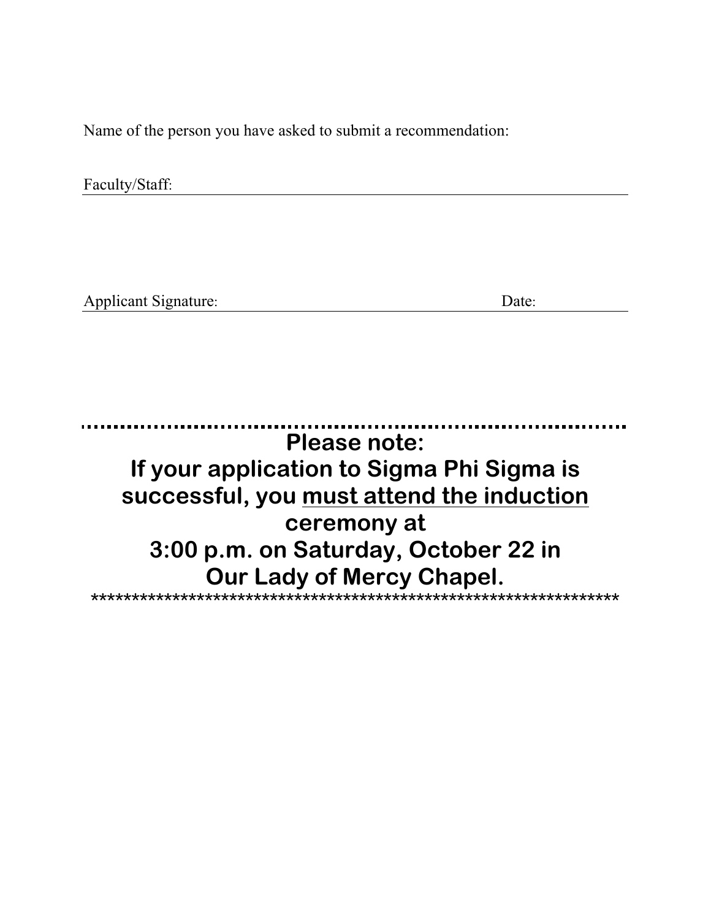Name of the person you have asked to submit a recommendation:

Faculty/Staff: ______________________________________________

Applicant Signature: ______________________________ Date: ______________

..........................................................................................

**Please note:**
**If your application to Sigma Phi Sigma is successful, you <u>must attend the induction</u> ceremony at**
**3:00 p.m. on Saturday, October 22 in**
**Our Lady of Mercy Chapel.**

****************************************************************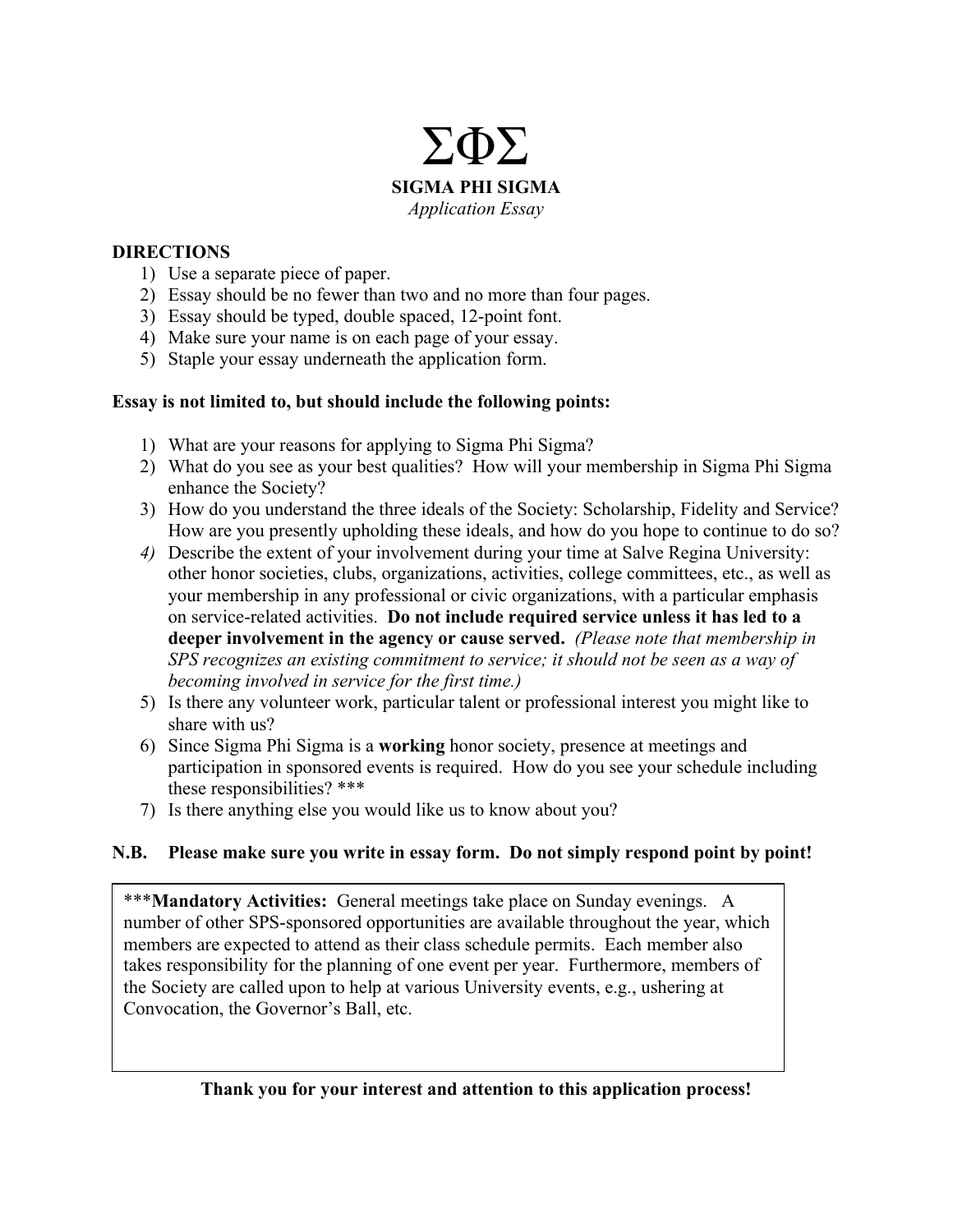# ΣΦΣ

## SIGMA PHI SIGMA

*Application Essay*

**DIRECTIONS**

1) Use a separate piece of paper.
2) Essay should be no fewer than two and no more than four pages.
3) Essay should be typed, double spaced, 12-point font.
4) Make sure your name is on each page of your essay.
5) Staple your essay underneath the application form.

**Essay is not limited to, but should include the following points:**

1) What are your reasons for applying to Sigma Phi Sigma?
2) What do you see as your best qualities? How will your membership in Sigma Phi Sigma enhance the Society?
3) How do you understand the three ideals of the Society: Scholarship, Fidelity and Service? How are you presently upholding these ideals, and how do you hope to continue to do so?
4) Describe the extent of your involvement during your time at Salve Regina University: other honor societies, clubs, organizations, activities, college committees, etc., as well as your membership in any professional or civic organizations, with a particular emphasis on service-related activities. **Do not include required service unless it has led to a deeper involvement in the agency or cause served.** *(Please note that membership in SPS recognizes an existing commitment to service; it should not be seen as a way of becoming involved in service for the first time.)*
5) Is there any volunteer work, particular talent or professional interest you might like to share with us?
6) Since Sigma Phi Sigma is a **working** honor society, presence at meetings and participation in sponsored events is required. How do you see your schedule including these responsibilities? ***
7) Is there anything else you would like us to know about you?

**N.B. Please make sure you write in essay form. Do not simply respond point by point!**

***__Mandatory Activities:__ General meetings take place on Sunday evenings. A number of other SPS-sponsored opportunities are available throughout the year, which members are expected to attend as their class schedule permits. Each member also takes responsibility for the planning of one event per year. Furthermore, members of the Society are called upon to help at various University events, e.g., ushering at Convocation, the Governor's Ball, etc.

**Thank you for your interest and attention to this application process!**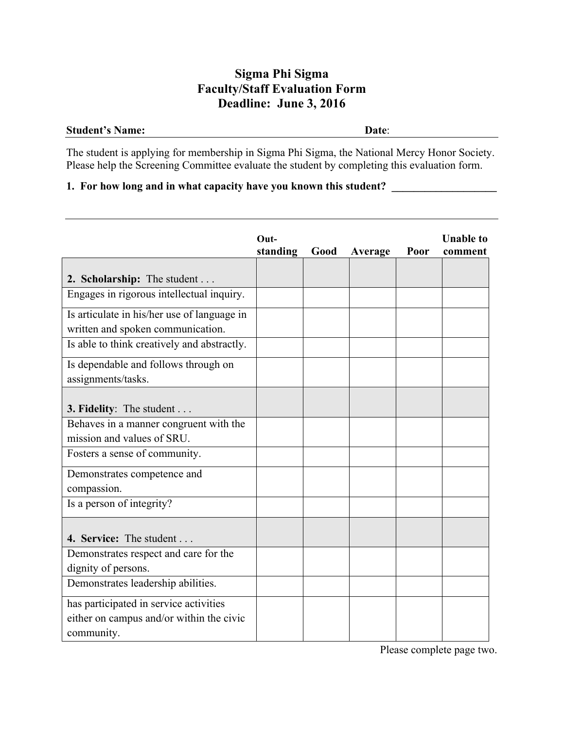# Sigma Phi Sigma
# Faculty/Staff Evaluation Form
# Deadline: June 3, 2016

**Student's Name:** \_\_\_\_\_\_\_\_\_\_\_\_\_\_\_\_\_\_\_\_\_\_\_\_\_\_\_\_\_\_ **Date**: \_\_\_\_\_\_\_\_\_\_\_\_\_\_\_\_

The student is applying for membership in Sigma Phi Sigma, the National Mercy Honor Society. Please help the Screening Committee evaluate the student by completing this evaluation form.

**1. For how long and in what capacity have you known this student?** \_\_\_\_\_\_\_\_\_\_\_\_\_\_\_\_\_\_\_\_

\_\_\_\_\_\_\_\_\_\_\_\_\_\_\_\_\_\_\_\_\_\_\_\_\_\_\_\_\_\_\_\_\_\_\_\_\_\_\_\_\_\_\_\_\_\_\_\_\_\_\_\_\_\_\_\_\_\_\_\_\_\_\_\_\_\_\_\_\_\_\_\_\_\_\_\_\_\_

| | Out-standing | Good | Average | Poor | Unable to comment |
|---|---|---|---|---|---|
| **2. Scholarship:** The student . . . | | | | | |
| Engages in rigorous intellectual inquiry. | | | | | |
| Is articulate in his/her use of language in written and spoken communication. | | | | | |
| Is able to think creatively and abstractly. | | | | | |
| Is dependable and follows through on assignments/tasks. | | | | | |
| **3. Fidelity**: The student . . . | | | | | |
| Behaves in a manner congruent with the mission and values of SRU. | | | | | |
| Fosters a sense of community. | | | | | |
| Demonstrates competence and compassion. | | | | | |
| Is a person of integrity? | | | | | |
| **4. Service:** The student . . . | | | | | |
| Demonstrates respect and care for the dignity of persons. | | | | | |
| Demonstrates leadership abilities. | | | | | |
| has participated in service activities either on campus and/or within the civic community. | | | | | |

Please complete page two.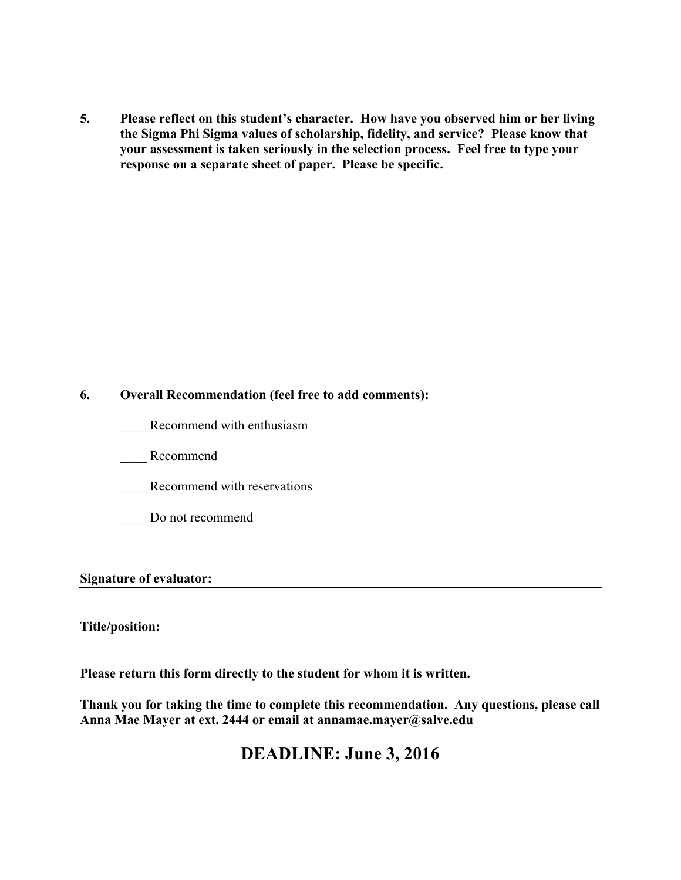**5. Please reflect on this student's character. How have you observed him or her living the Sigma Phi Sigma values of scholarship, fidelity, and service? Please know that your assessment is taken seriously in the selection process. Feel free to type your response on a separate sheet of paper. <u>Please be specific</u>.**

**6. Overall Recommendation (feel free to add comments):**

____ Recommend with enthusiasm

____ Recommend

____ Recommend with reservations

____ Do not recommend

**Signature of evaluator:** ______________________________________________

**Title/position:** ______________________________________________

**Please return this form directly to the student for whom it is written.**

**Thank you for taking the time to complete this recommendation. Any questions, please call Anna Mae Mayer at ext. 2444 or email at annamae.mayer@salve.edu**

## DEADLINE: June 3, 2016